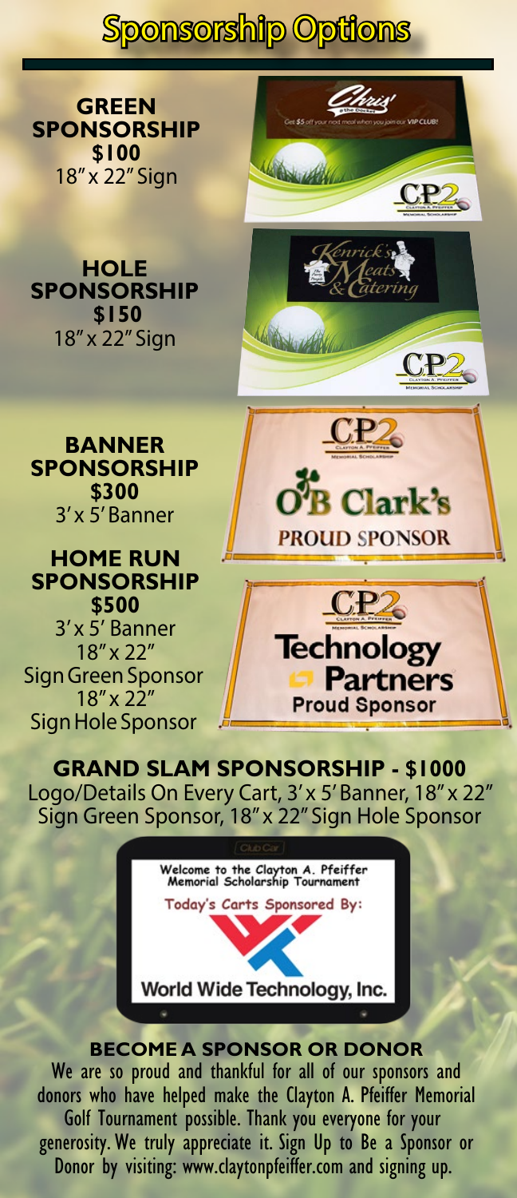# Sponsorship Options

**GREEN SPONSORSHIP**
**$100**
18" x 22" Sign

**HOLE SPONSORSHIP**
**$150**
18" x 22" Sign

**BANNER SPONSORSHIP**
**$300**
3' x 5' Banner

**HOME RUN SPONSORSHIP**
**$500**
3' x 5' Banner
18" x 22"
Sign Green Sponsor
18" x 22"
Sign Hole Sponsor

## GRAND SLAM SPONSORSHIP - $1000

Logo/Details On Every Cart, 3' x 5' Banner, 18" x 22" Sign Green Sponsor, 18" x 22" Sign Hole Sponsor

### BECOME A SPONSOR OR DONOR

We are so proud and thankful for all of our sponsors and donors who have helped make the Clayton A. Pfeiffer Memorial Golf Tournament possible. Thank you everyone for your generosity. We truly appreciate it. Sign Up to Be a Sponsor or Donor by visiting: www.claytonpfeiffer.com and signing up.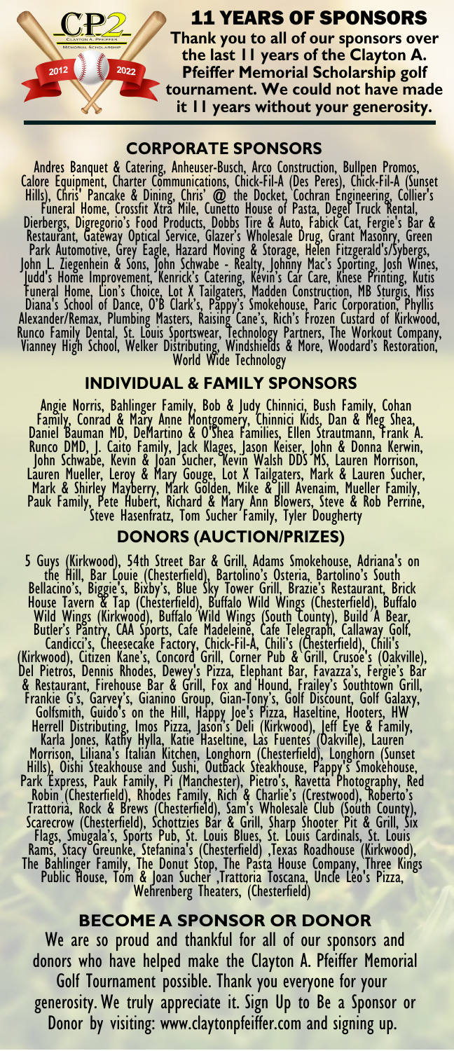# 11 YEARS OF SPONSORS

**Thank you to all of our sponsors over the last 11 years of the Clayton A. Pfeiffer Memorial Scholarship golf tournament. We could not have made it 11 years without your generosity.**

## CORPORATE SPONSORS

Andres Banquet & Catering, Anheuser-Busch, Arco Construction, Bullpen Promos, Calore Equipment, Charter Communications, Chick-Fil-A (Des Peres), Chick-Fil-A (Sunset Hills), Chris' Pancake & Dining, Chris' @ the Docket, Cochran Engineering, Collier's Funeral Home, Crossfit Xtra Mile, Cunetto House of Pasta, Degel Truck Rental, Dierbergs, Digregorio's Food Products, Dobbs Tire & Auto, Fabick Cat, Fergie's Bar & Restaurant, Gateway Optical Service, Glazer's Wholesale Drug, Grant Masonry, Green Park Automotive, Grey Eagle, Hazard Moving & Storage, Helen Fitzgerald's/Sybergs, John L. Ziegenhein & Sons, John Schwabe - Realty, Johnny Mac's Sporting, Josh Wines, Judd's Home Improvement, Kenrick's Catering, Kevin's Car Care, Knese Printing, Kutis Funeral Home, Lion's Choice, Lot X Tailgaters, Madden Construction, MB Sturgis, Miss Diana's School of Dance, O'B Clark's, Pappy's Smokehouse, Paric Corporation, Phyllis Alexander/Remax, Plumbing Masters, Raising Cane's, Rich's Frozen Custard of Kirkwood, Runco Family Dental, St. Louis Sportswear, Technology Partners, The Workout Company, Vianney High School, Welker Distributing, Windshields & More, Woodard's Restoration, World Wide Technology

## INDIVIDUAL & FAMILY SPONSORS

Angie Norris, Bahlinger Family, Bob & Judy Chinnici, Bush Family, Cohan Family, Conrad & Mary Anne Montgomery, Chinnici Kids, Dan & Meg Shea, Daniel Bauman MD, DeMartino & O'Shea Families, Ellen Strautmann, Frank A. Runco DMD, J. Caito Family, Jack Klages, Jason Keiser, John & Donna Kerwin, John Schwabe, Kevin & Joan Sucher, Kevin Walsh DDS MS, Lauren Morrison, Lauren Mueller, Leroy & Mary Gouge, Lot X Tailgaters, Mark & Lauren Sucher, Mark & Shirley Mayberry, Mark Golden, Mike & Jill Avenaim, Mueller Family, Pauk Family, Pete Hubert, Richard & Mary Ann Blowers, Steve & Rob Perrine, Steve Hasenfratz, Tom Sucher Family, Tyler Dougherty

## DONORS (AUCTION/PRIZES)

5 Guys (Kirkwood), 54th Street Bar & Grill, Adams Smokehouse, Adriana's on the Hill, Bar Louie (Chesterfield), Bartolino's Osteria, Bartolino's South, Bellacino's, Biggie's, Bixby's, Blue Sky Tower Grill, Brazie's Restaurant, Brick House Tavern & Tap (Chesterfield), Buffalo Wild Wings (Chesterfield), Buffalo Wild Wings (Kirkwood), Buffalo Wild Wings (South County), Build A Bear, Butler's Pantry, CAA Sports, Cafe Madeleine, Cafe Telegraph, Callaway Golf, Candicci's, Cheesecake Factory, Chick-Fil-A, Chili's (Chesterfield), Chili's (Kirkwood), Citizen Kane's, Concord Grill, Corner Pub & Grill, Crusoe's (Oakville), Del Pietros, Dennis Rhodes, Dewey's Pizza, Elephant Bar, Favazza's, Fergie's Bar & Restaurant, Firehouse Bar & Grill, Fox and Hound, Frailey's Southtown Grill, Frankie G's, Garvey's, Gianino Group, Gian-Tony's, Golf Discount, Golf Galaxy, Golfsmith, Guido's on the Hill, Happy Joe's Pizza, Haseltine, Hooters, HW Herrell Distributing, Imos Pizza, Jason's Deli (Kirkwood), Jeff Eye & Family, Karla Jones, Kathy Hylla, Katie Haseltine, Las Fuentes (Oakville), Lauren Morrison, Liliana's Italian Kitchen, Longhorn (Chesterfield), Longhorn (Sunset Hills), Oishi Steakhouse and Sushi, Outback Steakhouse, Pappy's Smokehouse, Park Express, Pauk Family, Pi (Manchester), Pietro's, Ravetta Photography, Red Robin (Chesterfield), Rhodes Family, Rich & Charlie's (Crestwood), Roberto's Trattoria, Rock & Brews (Chesterfield), Sam's Wholesale Club (South County), Scarecrow (Chesterfield), Schottzies Bar & Grill, Sharp Shooter Pit & Grill, Six Flags, Smugala's, Sports Pub, St. Louis Blues, St. Louis Cardinals, St. Louis Rams, Stacy Greunke, Stefanina's (Chesterfield) ,Texas Roadhouse (Kirkwood), The Bahlinger Family, The Donut Stop, The Pasta House Company, Three Kings Public House, Tom & Joan Sucher ,Trattoria Toscana, Uncle Leo's Pizza, Wehrenberg Theaters, (Chesterfield)

## BECOME A SPONSOR OR DONOR

We are so proud and thankful for all of our sponsors and donors who have helped make the Clayton A. Pfeiffer Memorial Golf Tournament possible. Thank you everyone for your generosity. We truly appreciate it. Sign Up to Be a Sponsor or Donor by visiting: www.claytonpfeiffer.com and signing up.